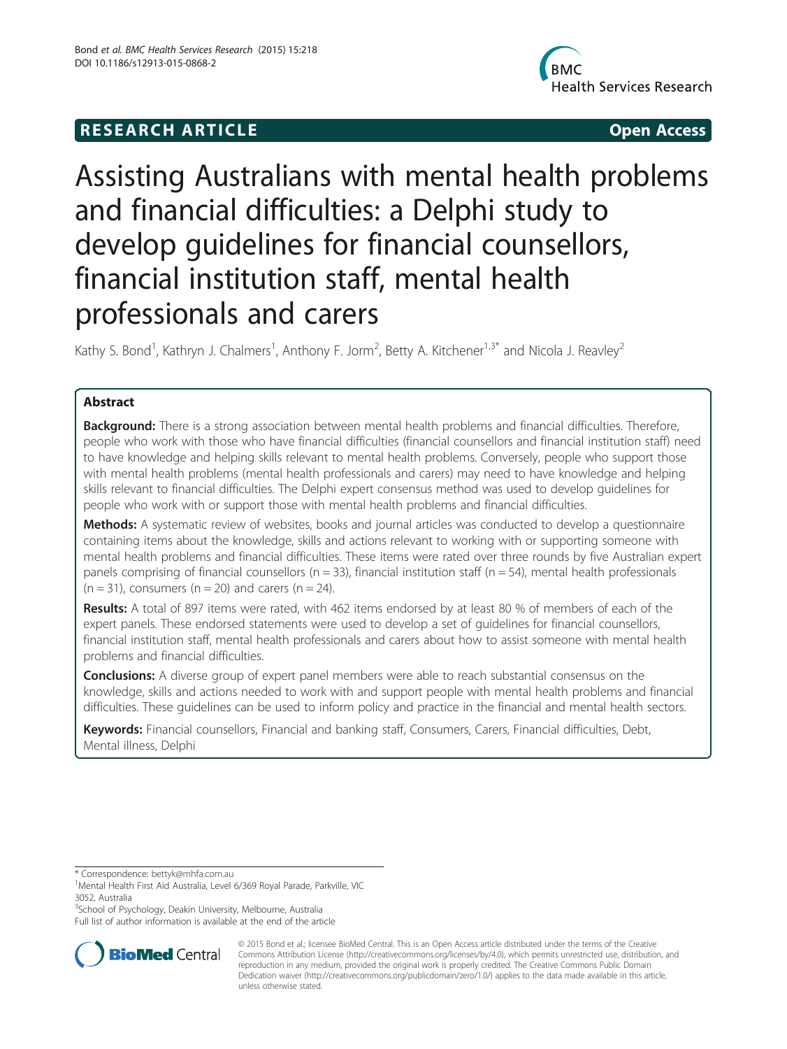**RESEARCH ARTICLE** **Open Access**

# Assisting Australians with mental health problems and financial difficulties: a Delphi study to develop guidelines for financial counsellors, financial institution staff, mental health professionals and carers

Kathy S. Bond[1], Kathryn J. Chalmers[1], Anthony F. Jorm[2], Betty A. Kitchener[1,3*] and Nicola J. Reavley[2]

## Abstract

**Background:** There is a strong association between mental health problems and financial difficulties. Therefore, people who work with those who have financial difficulties (financial counsellors and financial institution staff) need to have knowledge and helping skills relevant to mental health problems. Conversely, people who support those with mental health problems (mental health professionals and carers) may need to have knowledge and helping skills relevant to financial difficulties. The Delphi expert consensus method was used to develop guidelines for people who work with or support those with mental health problems and financial difficulties.

**Methods:** A systematic review of websites, books and journal articles was conducted to develop a questionnaire containing items about the knowledge, skills and actions relevant to working with or supporting someone with mental health problems and financial difficulties. These items were rated over three rounds by five Australian expert panels comprising of financial counsellors ($n = 33$), financial institution staff ($n = 54$), mental health professionals ($n = 31$), consumers ($n = 20$) and carers ($n = 24$).

**Results:** A total of 897 items were rated, with 462 items endorsed by at least 80 % of members of each of the expert panels. These endorsed statements were used to develop a set of guidelines for financial counsellors, financial institution staff, mental health professionals and carers about how to assist someone with mental health problems and financial difficulties.

**Conclusions:** A diverse group of expert panel members were able to reach substantial consensus on the knowledge, skills and actions needed to work with and support people with mental health problems and financial difficulties. These guidelines can be used to inform policy and practice in the financial and mental health sectors.

**Keywords:** Financial counsellors, Financial and banking staff, Consumers, Carers, Financial difficulties, Debt, Mental illness, Delphi

* Correspondence: bettyk@mhfa.com.au

[1]Mental Health First Aid Australia, Level 6/369 Royal Parade, Parkville, VIC 3052, Australia

[3]School of Psychology, Deakin University, Melbourne, Australia

Full list of author information is available at the end of the article

© 2015 Bond et al.; licensee BioMed Central. This is an Open Access article distributed under the terms of the Creative Commons Attribution License (http://creativecommons.org/licenses/by/4.0), which permits unrestricted use, distribution, and reproduction in any medium, provided the original work is properly credited. The Creative Commons Public Domain Dedication waiver (http://creativecommons.org/publicdomain/zero/1.0/) applies to the data made available in this article, unless otherwise stated.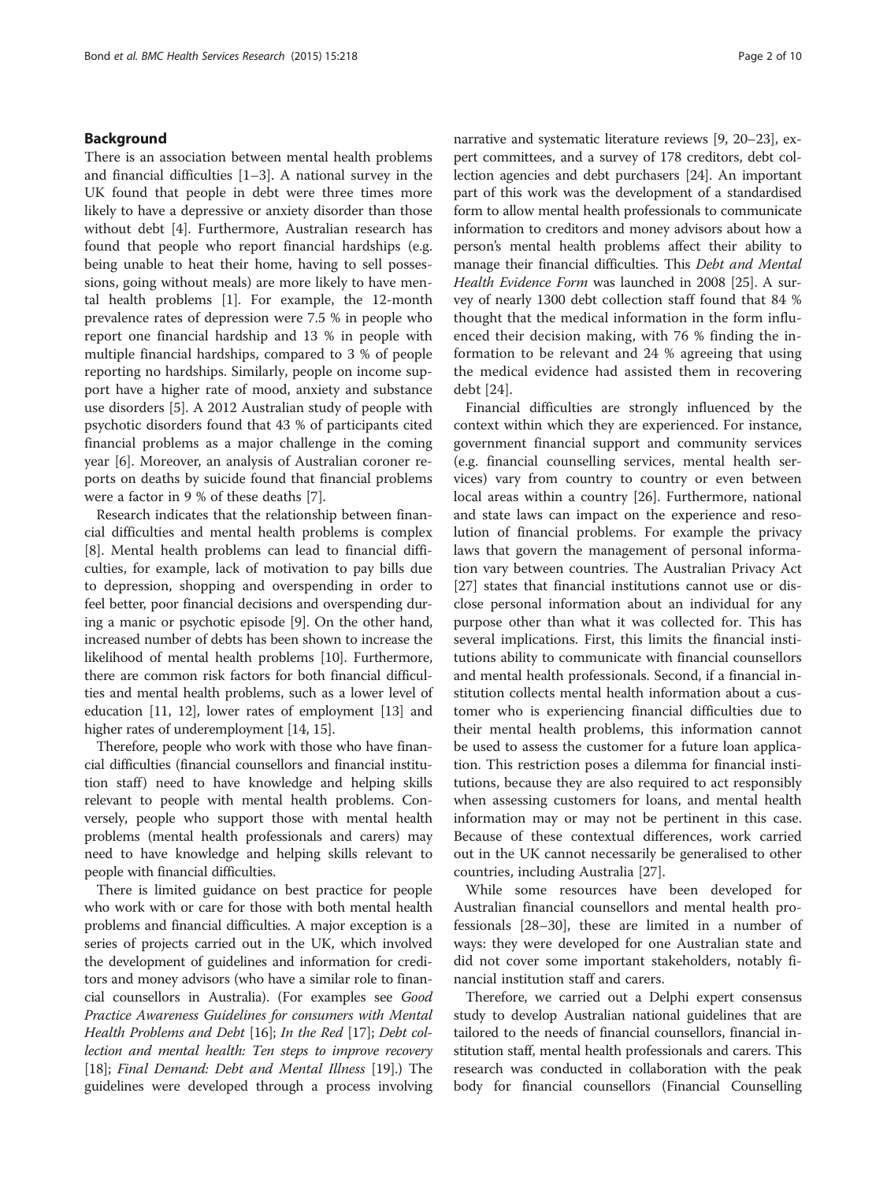## Background

There is an association between mental health problems and financial difficulties [1–3]. A national survey in the UK found that people in debt were three times more likely to have a depressive or anxiety disorder than those without debt [4]. Furthermore, Australian research has found that people who report financial hardships (e.g. being unable to heat their home, having to sell possessions, going without meals) are more likely to have mental health problems [1]. For example, the 12-month prevalence rates of depression were 7.5 % in people who report one financial hardship and 13 % in people with multiple financial hardships, compared to 3 % of people reporting no hardships. Similarly, people on income support have a higher rate of mood, anxiety and substance use disorders [5]. A 2012 Australian study of people with psychotic disorders found that 43 % of participants cited financial problems as a major challenge in the coming year [6]. Moreover, an analysis of Australian coroner reports on deaths by suicide found that financial problems were a factor in 9 % of these deaths [7].

Research indicates that the relationship between financial difficulties and mental health problems is complex [8]. Mental health problems can lead to financial difficulties, for example, lack of motivation to pay bills due to depression, shopping and overspending in order to feel better, poor financial decisions and overspending during a manic or psychotic episode [9]. On the other hand, increased number of debts has been shown to increase the likelihood of mental health problems [10]. Furthermore, there are common risk factors for both financial difficulties and mental health problems, such as a lower level of education [11, 12], lower rates of employment [13] and higher rates of underemployment [14, 15].

Therefore, people who work with those who have financial difficulties (financial counsellors and financial institution staff) need to have knowledge and helping skills relevant to people with mental health problems. Conversely, people who support those with mental health problems (mental health professionals and carers) may need to have knowledge and helping skills relevant to people with financial difficulties.

There is limited guidance on best practice for people who work with or care for those with both mental health problems and financial difficulties. A major exception is a series of projects carried out in the UK, which involved the development of guidelines and information for creditors and money advisors (who have a similar role to financial counsellors in Australia). (For examples see *Good Practice Awareness Guidelines for consumers with Mental Health Problems and Debt* [16]; *In the Red* [17]; *Debt collection and mental health: Ten steps to improve recovery* [18]; *Final Demand: Debt and Mental Illness* [19].) The guidelines were developed through a process involving narrative and systematic literature reviews [9, 20–23], expert committees, and a survey of 178 creditors, debt collection agencies and debt purchasers [24]. An important part of this work was the development of a standardised form to allow mental health professionals to communicate information to creditors and money advisors about how a person's mental health problems affect their ability to manage their financial difficulties. This *Debt and Mental Health Evidence Form* was launched in 2008 [25]. A survey of nearly 1300 debt collection staff found that 84 % thought that the medical information in the form influenced their decision making, with 76 % finding the information to be relevant and 24 % agreeing that using the medical evidence had assisted them in recovering debt [24].

Financial difficulties are strongly influenced by the context within which they are experienced. For instance, government financial support and community services (e.g. financial counselling services, mental health services) vary from country to country or even between local areas within a country [26]. Furthermore, national and state laws can impact on the experience and resolution of financial problems. For example the privacy laws that govern the management of personal information vary between countries. The Australian Privacy Act [27] states that financial institutions cannot use or disclose personal information about an individual for any purpose other than what it was collected for. This has several implications. First, this limits the financial institutions ability to communicate with financial counsellors and mental health professionals. Second, if a financial institution collects mental health information about a customer who is experiencing financial difficulties due to their mental health problems, this information cannot be used to assess the customer for a future loan application. This restriction poses a dilemma for financial institutions, because they are also required to act responsibly when assessing customers for loans, and mental health information may or may not be pertinent in this case. Because of these contextual differences, work carried out in the UK cannot necessarily be generalised to other countries, including Australia [27].

While some resources have been developed for Australian financial counsellors and mental health professionals [28–30], these are limited in a number of ways: they were developed for one Australian state and did not cover some important stakeholders, notably financial institution staff and carers.

Therefore, we carried out a Delphi expert consensus study to develop Australian national guidelines that are tailored to the needs of financial counsellors, financial institution staff, mental health professionals and carers. This research was conducted in collaboration with the peak body for financial counsellors (Financial Counselling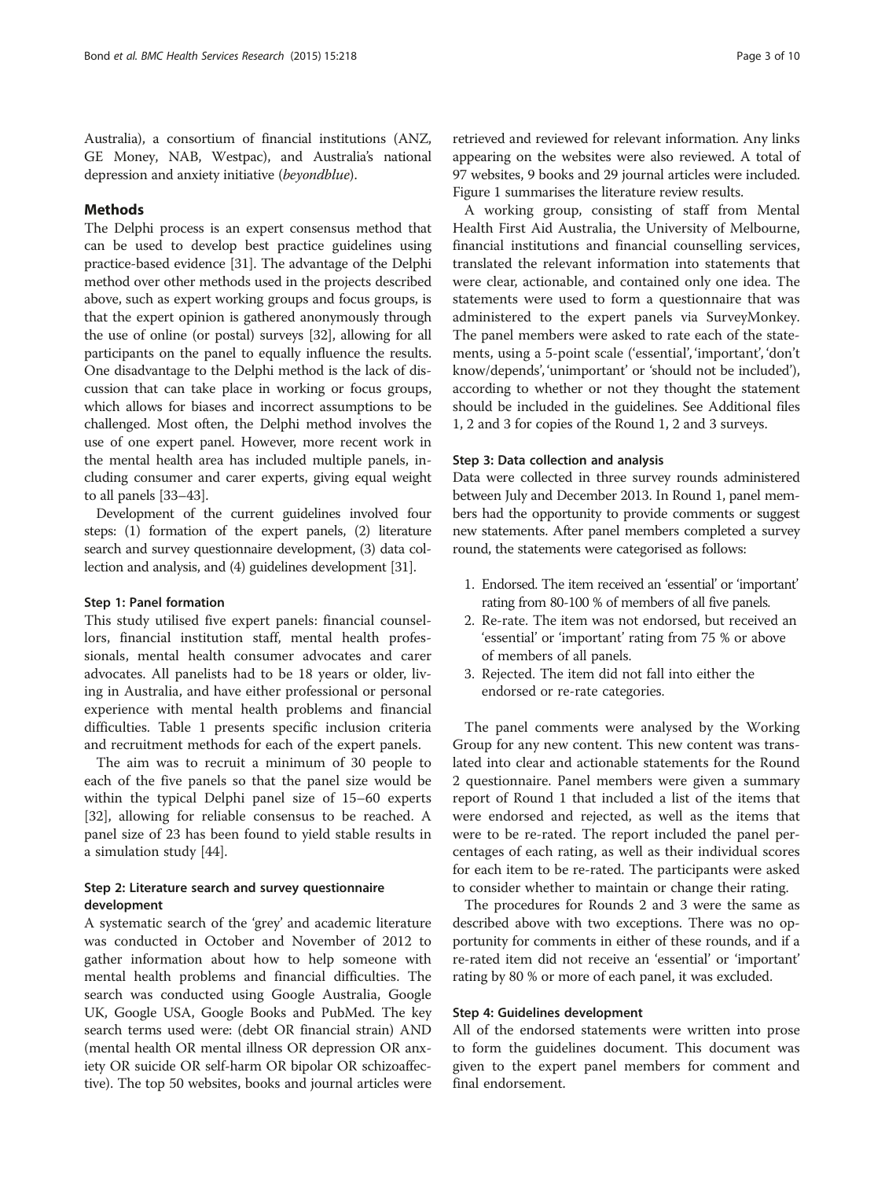Australia), a consortium of financial institutions (ANZ, GE Money, NAB, Westpac), and Australia's national depression and anxiety initiative (*beyondblue*).

## Methods

The Delphi process is an expert consensus method that can be used to develop best practice guidelines using practice-based evidence [31]. The advantage of the Delphi method over other methods used in the projects described above, such as expert working groups and focus groups, is that the expert opinion is gathered anonymously through the use of online (or postal) surveys [32], allowing for all participants on the panel to equally influence the results. One disadvantage to the Delphi method is the lack of discussion that can take place in working or focus groups, which allows for biases and incorrect assumptions to be challenged. Most often, the Delphi method involves the use of one expert panel. However, more recent work in the mental health area has included multiple panels, including consumer and carer experts, giving equal weight to all panels [33–43].

Development of the current guidelines involved four steps: (1) formation of the expert panels, (2) literature search and survey questionnaire development, (3) data collection and analysis, and (4) guidelines development [31].

### Step 1: Panel formation

This study utilised five expert panels: financial counsellors, financial institution staff, mental health professionals, mental health consumer advocates and carer advocates. All panelists had to be 18 years or older, living in Australia, and have either professional or personal experience with mental health problems and financial difficulties. Table 1 presents specific inclusion criteria and recruitment methods for each of the expert panels.

The aim was to recruit a minimum of 30 people to each of the five panels so that the panel size would be within the typical Delphi panel size of 15–60 experts [32], allowing for reliable consensus to be reached. A panel size of 23 has been found to yield stable results in a simulation study [44].

### Step 2: Literature search and survey questionnaire development

A systematic search of the 'grey' and academic literature was conducted in October and November of 2012 to gather information about how to help someone with mental health problems and financial difficulties. The search was conducted using Google Australia, Google UK, Google USA, Google Books and PubMed. The key search terms used were: (debt OR financial strain) AND (mental health OR mental illness OR depression OR anxiety OR suicide OR self-harm OR bipolar OR schizoaffective). The top 50 websites, books and journal articles were retrieved and reviewed for relevant information. Any links appearing on the websites were also reviewed. A total of 97 websites, 9 books and 29 journal articles were included. Figure 1 summarises the literature review results.

A working group, consisting of staff from Mental Health First Aid Australia, the University of Melbourne, financial institutions and financial counselling services, translated the relevant information into statements that were clear, actionable, and contained only one idea. The statements were used to form a questionnaire that was administered to the expert panels via SurveyMonkey. The panel members were asked to rate each of the statements, using a 5-point scale ('essential', 'important', 'don't know/depends', 'unimportant' or 'should not be included'), according to whether or not they thought the statement should be included in the guidelines. See Additional files 1, 2 and 3 for copies of the Round 1, 2 and 3 surveys.

### Step 3: Data collection and analysis

Data were collected in three survey rounds administered between July and December 2013. In Round 1, panel members had the opportunity to provide comments or suggest new statements. After panel members completed a survey round, the statements were categorised as follows:

1. Endorsed. The item received an 'essential' or 'important' rating from 80-100 % of members of all five panels.
2. Re-rate. The item was not endorsed, but received an 'essential' or 'important' rating from 75 % or above of members of all panels.
3. Rejected. The item did not fall into either the endorsed or re-rate categories.

The panel comments were analysed by the Working Group for any new content. This new content was translated into clear and actionable statements for the Round 2 questionnaire. Panel members were given a summary report of Round 1 that included a list of the items that were endorsed and rejected, as well as the items that were to be re-rated. The report included the panel percentages of each rating, as well as their individual scores for each item to be re-rated. The participants were asked to consider whether to maintain or change their rating.

The procedures for Rounds 2 and 3 were the same as described above with two exceptions. There was no opportunity for comments in either of these rounds, and if a re-rated item did not receive an 'essential' or 'important' rating by 80 % or more of each panel, it was excluded.

### Step 4: Guidelines development

All of the endorsed statements were written into prose to form the guidelines document. This document was given to the expert panel members for comment and final endorsement.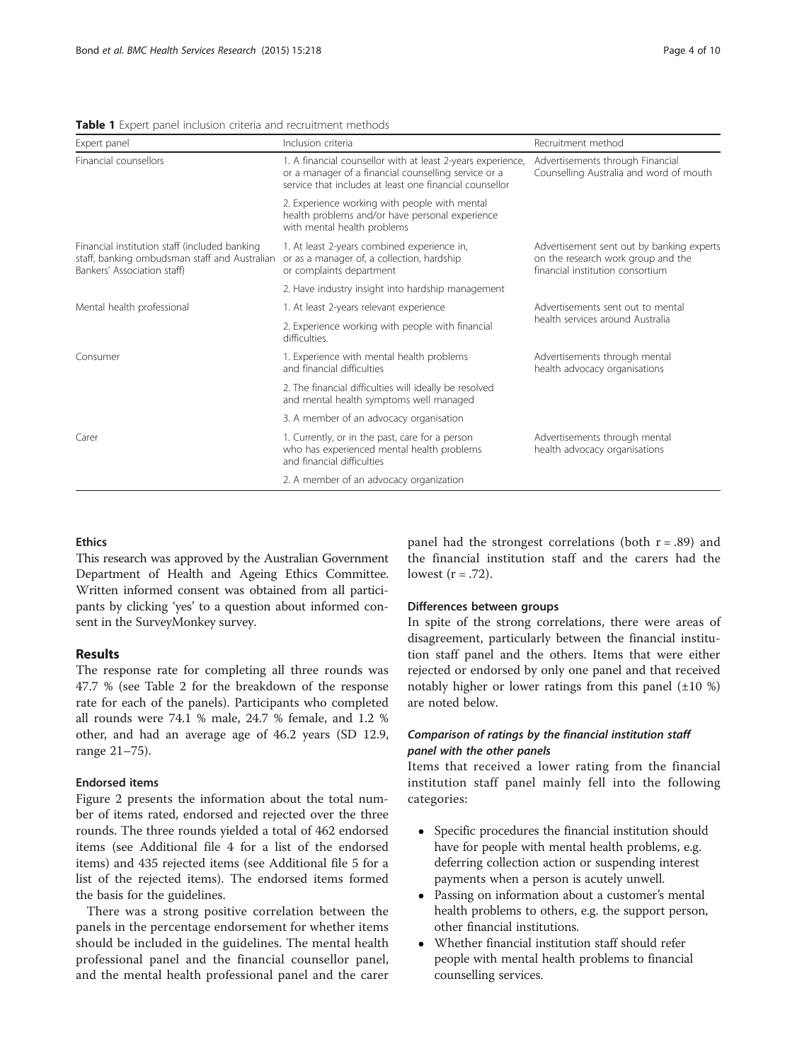**Table 1** Expert panel inclusion criteria and recruitment methods

| Expert panel | Inclusion criteria | Recruitment method |
| --- | --- | --- |
| Financial counsellors | 1. A financial counsellor with at least 2-years experience, or a manager of a financial counselling service or a service that includes at least one financial counsellor | Advertisements through Financial Counselling Australia and word of mouth |
| | 2. Experience working with people with mental health problems and/or have personal experience with mental health problems | |
| Financial institution staff (included banking staff, banking ombudsman staff and Australian Bankers' Association staff) | 1. At least 2-years combined experience in, or as a manager of, a collection, hardship or complaints department | Advertisement sent out by banking experts on the research work group and the financial institution consortium |
| | 2. Have industry insight into hardship management | |
| Mental health professional | 1. At least 2-years relevant experience | Advertisements sent out to mental health services around Australia |
| | 2. Experience working with people with financial difficulties. | |
| Consumer | 1. Experience with mental health problems and financial difficulties | Advertisements through mental health advocacy organisations |
| | 2. The financial difficulties will ideally be resolved and mental health symptoms well managed | |
| | 3. A member of an advocacy organisation | |
| Carer | 1. Currently, or in the past, care for a person who has experienced mental health problems and financial difficulties | Advertisements through mental health advocacy organisations |
| | 2. A member of an advocacy organization | |

### Ethics

This research was approved by the Australian Government Department of Health and Ageing Ethics Committee. Written informed consent was obtained from all participants by clicking 'yes' to a question about informed consent in the SurveyMonkey survey.

## Results

The response rate for completing all three rounds was 47.7 % (see Table 2 for the breakdown of the response rate for each of the panels). Participants who completed all rounds were 74.1 % male, 24.7 % female, and 1.2 % other, and had an average age of 46.2 years (SD 12.9, range 21–75).

### Endorsed items

Figure 2 presents the information about the total number of items rated, endorsed and rejected over the three rounds. The three rounds yielded a total of 462 endorsed items (see Additional file 4 for a list of the endorsed items) and 435 rejected items (see Additional file 5 for a list of the rejected items). The endorsed items formed the basis for the guidelines.

There was a strong positive correlation between the panels in the percentage endorsement for whether items should be included in the guidelines. The mental health professional panel and the financial counsellor panel, and the mental health professional panel and the carer panel had the strongest correlations (both $r = .89$) and the financial institution staff and the carers had the lowest ($r = .72$).

### Differences between groups

In spite of the strong correlations, there were areas of disagreement, particularly between the financial institution staff panel and the others. Items that were either rejected or endorsed by only one panel and that received notably higher or lower ratings from this panel (±10 %) are noted below.

#### *Comparison of ratings by the financial institution staff panel with the other panels*

Items that received a lower rating from the financial institution staff panel mainly fell into the following categories:

- Specific procedures the financial institution should have for people with mental health problems, e.g. deferring collection action or suspending interest payments when a person is acutely unwell.
- Passing on information about a customer's mental health problems to others, e.g. the support person, other financial institutions.
- Whether financial institution staff should refer people with mental health problems to financial counselling services.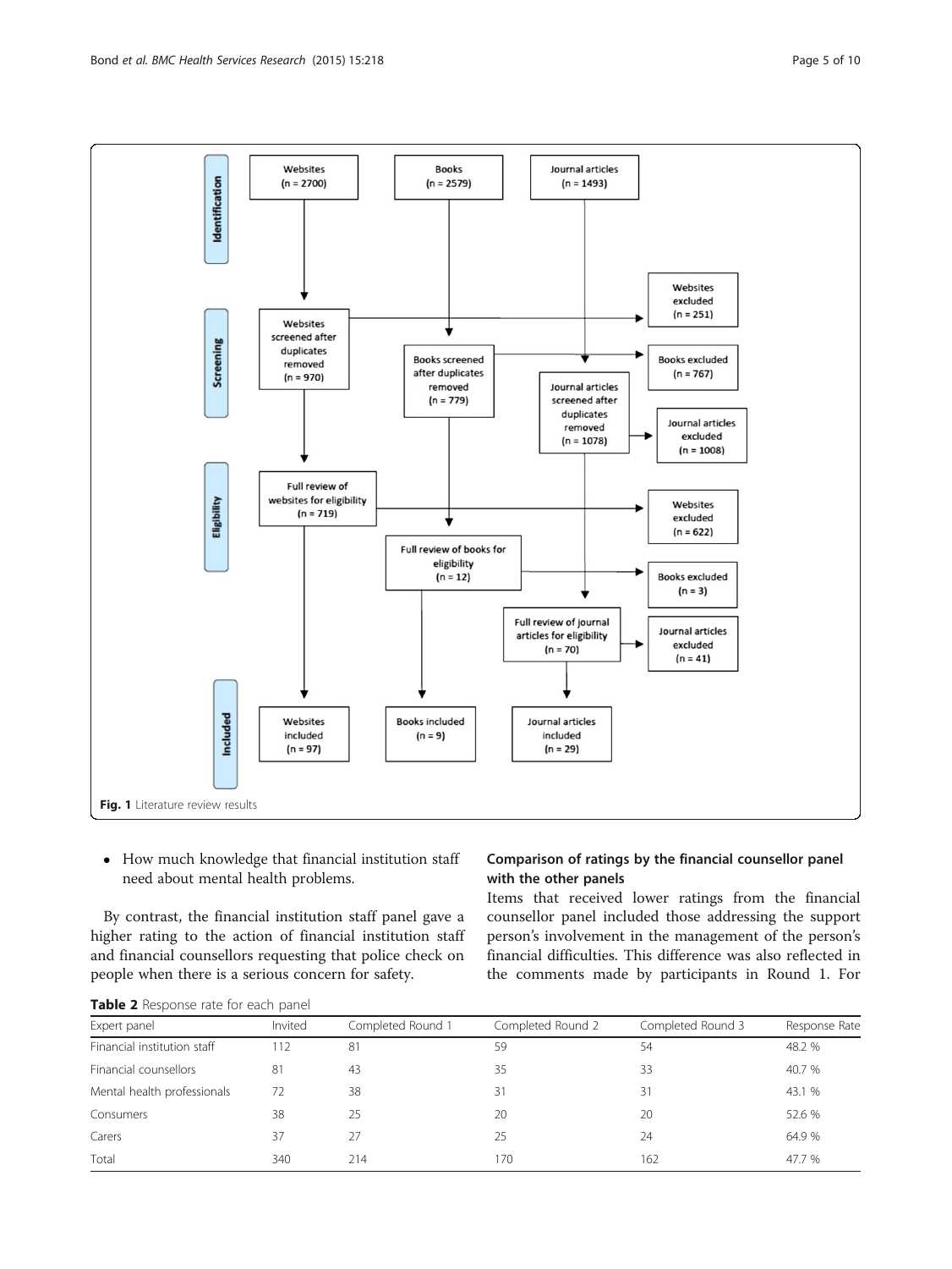Fig. 1 Literature review results

- How much knowledge that financial institution staff need about mental health problems.

By contrast, the financial institution staff panel gave a higher rating to the action of financial institution staff and financial counsellors requesting that police check on people when there is a serious concern for safety.

### Comparison of ratings by the financial counsellor panel with the other panels

Items that received lower ratings from the financial counsellor panel included those addressing the support person's involvement in the management of the person's financial difficulties. This difference was also reflected in the comments made by participants in Round 1. For

**Table 2** Response rate for each panel

| Expert panel | Invited | Completed Round 1 | Completed Round 2 | Completed Round 3 | Response Rate |
|---|---|---|---|---|---|
| Financial institution staff | 112 | 81 | 59 | 54 | 48.2 % |
| Financial counsellors | 81 | 43 | 35 | 33 | 40.7 % |
| Mental health professionals | 72 | 38 | 31 | 31 | 43.1 % |
| Consumers | 38 | 25 | 20 | 20 | 52.6 % |
| Carers | 37 | 27 | 25 | 24 | 64.9 % |
| Total | 340 | 214 | 170 | 162 | 47.7 % |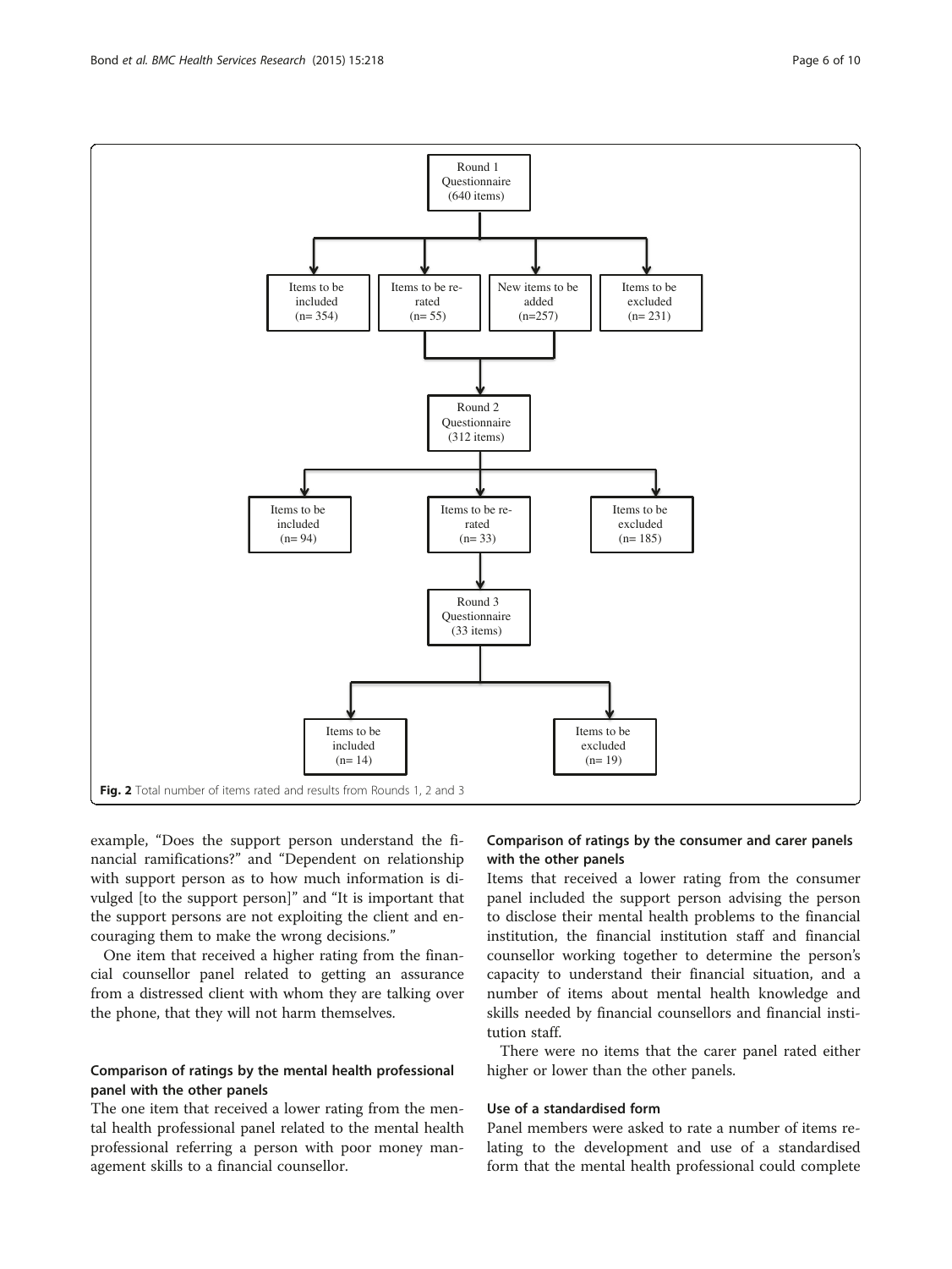Fig. 2 Total number of items rated and results from Rounds 1, 2 and 3

example, "Does the support person understand the financial ramifications?" and "Dependent on relationship with support person as to how much information is divulged [to the support person]" and "It is important that the support persons are not exploiting the client and encouraging them to make the wrong decisions."

One item that received a higher rating from the financial counsellor panel related to getting an assurance from a distressed client with whom they are talking over the phone, that they will not harm themselves.

### Comparison of ratings by the mental health professional panel with the other panels

The one item that received a lower rating from the mental health professional panel related to the mental health professional referring a person with poor money management skills to a financial counsellor.

### Comparison of ratings by the consumer and carer panels with the other panels

Items that received a lower rating from the consumer panel included the support person advising the person to disclose their mental health problems to the financial institution, the financial institution staff and financial counsellor working together to determine the person's capacity to understand their financial situation, and a number of items about mental health knowledge and skills needed by financial counsellors and financial institution staff.

There were no items that the carer panel rated either higher or lower than the other panels.

### Use of a standardised form

Panel members were asked to rate a number of items relating to the development and use of a standardised form that the mental health professional could complete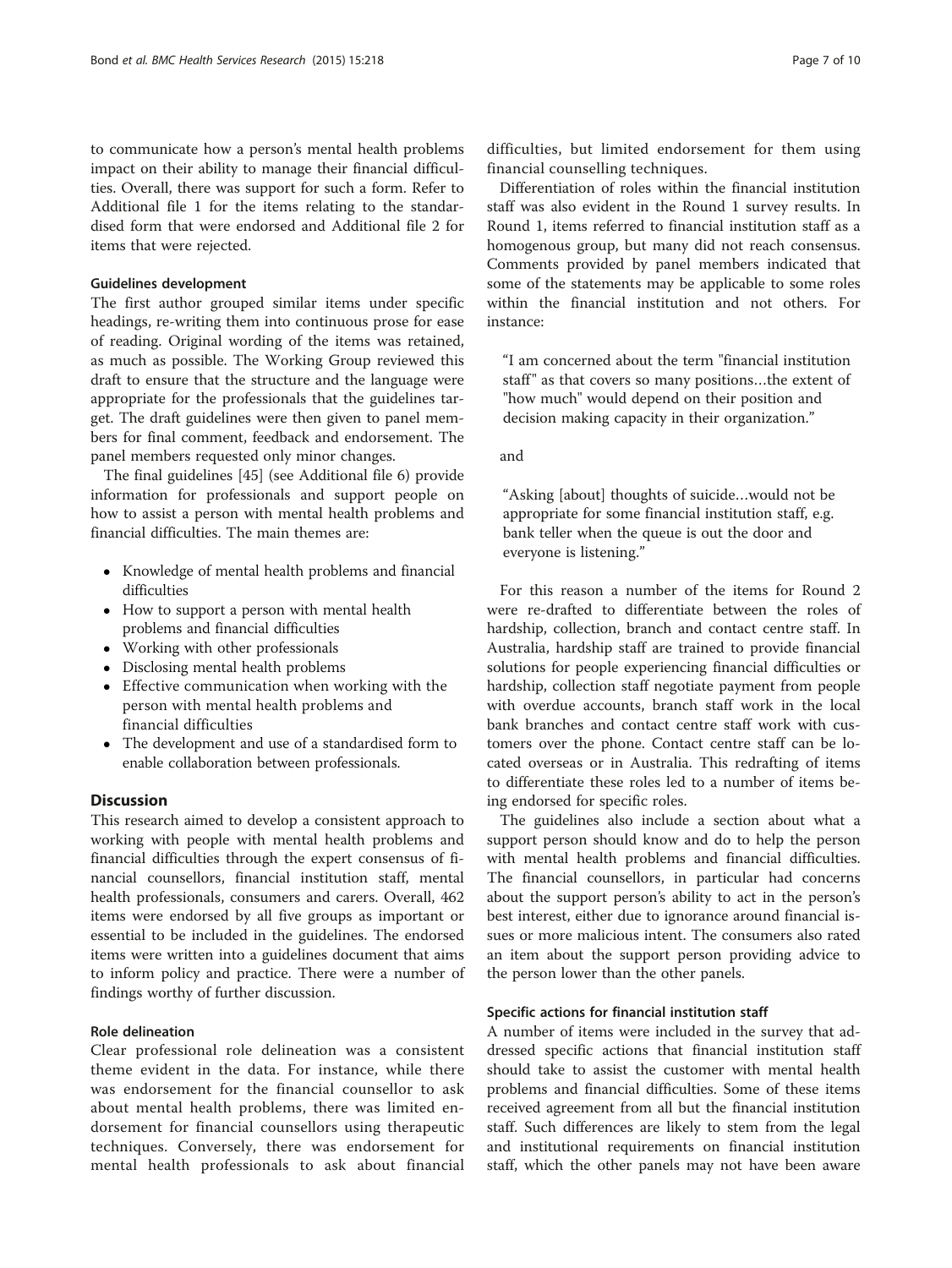to communicate how a person's mental health problems impact on their ability to manage their financial difficulties. Overall, there was support for such a form. Refer to Additional file 1 for the items relating to the standardised form that were endorsed and Additional file 2 for items that were rejected.

#### Guidelines development

The first author grouped similar items under specific headings, re-writing them into continuous prose for ease of reading. Original wording of the items was retained, as much as possible. The Working Group reviewed this draft to ensure that the structure and the language were appropriate for the professionals that the guidelines target. The draft guidelines were then given to panel members for final comment, feedback and endorsement. The panel members requested only minor changes.

The final guidelines [45] (see Additional file 6) provide information for professionals and support people on how to assist a person with mental health problems and financial difficulties. The main themes are:

- Knowledge of mental health problems and financial difficulties
- How to support a person with mental health problems and financial difficulties
- Working with other professionals
- Disclosing mental health problems
- Effective communication when working with the person with mental health problems and financial difficulties
- The development and use of a standardised form to enable collaboration between professionals.

## Discussion

This research aimed to develop a consistent approach to working with people with mental health problems and financial difficulties through the expert consensus of financial counsellors, financial institution staff, mental health professionals, consumers and carers. Overall, 462 items were endorsed by all five groups as important or essential to be included in the guidelines. The endorsed items were written into a guidelines document that aims to inform policy and practice. There were a number of findings worthy of further discussion.

#### Role delineation

Clear professional role delineation was a consistent theme evident in the data. For instance, while there was endorsement for the financial counsellor to ask about mental health problems, there was limited endorsement for financial counsellors using therapeutic techniques. Conversely, there was endorsement for mental health professionals to ask about financial difficulties, but limited endorsement for them using financial counselling techniques.

Differentiation of roles within the financial institution staff was also evident in the Round 1 survey results. In Round 1, items referred to financial institution staff as a homogenous group, but many did not reach consensus. Comments provided by panel members indicated that some of the statements may be applicable to some roles within the financial institution and not others. For instance:

> "I am concerned about the term "financial institution staff" as that covers so many positions…the extent of "how much" would depend on their position and decision making capacity in their organization."

and

> "Asking [about] thoughts of suicide…would not be appropriate for some financial institution staff, e.g. bank teller when the queue is out the door and everyone is listening."

For this reason a number of the items for Round 2 were re-drafted to differentiate between the roles of hardship, collection, branch and contact centre staff. In Australia, hardship staff are trained to provide financial solutions for people experiencing financial difficulties or hardship, collection staff negotiate payment from people with overdue accounts, branch staff work in the local bank branches and contact centre staff work with customers over the phone. Contact centre staff can be located overseas or in Australia. This redrafting of items to differentiate these roles led to a number of items being endorsed for specific roles.

The guidelines also include a section about what a support person should know and do to help the person with mental health problems and financial difficulties. The financial counsellors, in particular had concerns about the support person's ability to act in the person's best interest, either due to ignorance around financial issues or more malicious intent. The consumers also rated an item about the support person providing advice to the person lower than the other panels.

#### Specific actions for financial institution staff

A number of items were included in the survey that addressed specific actions that financial institution staff should take to assist the customer with mental health problems and financial difficulties. Some of these items received agreement from all but the financial institution staff. Such differences are likely to stem from the legal and institutional requirements on financial institution staff, which the other panels may not have been aware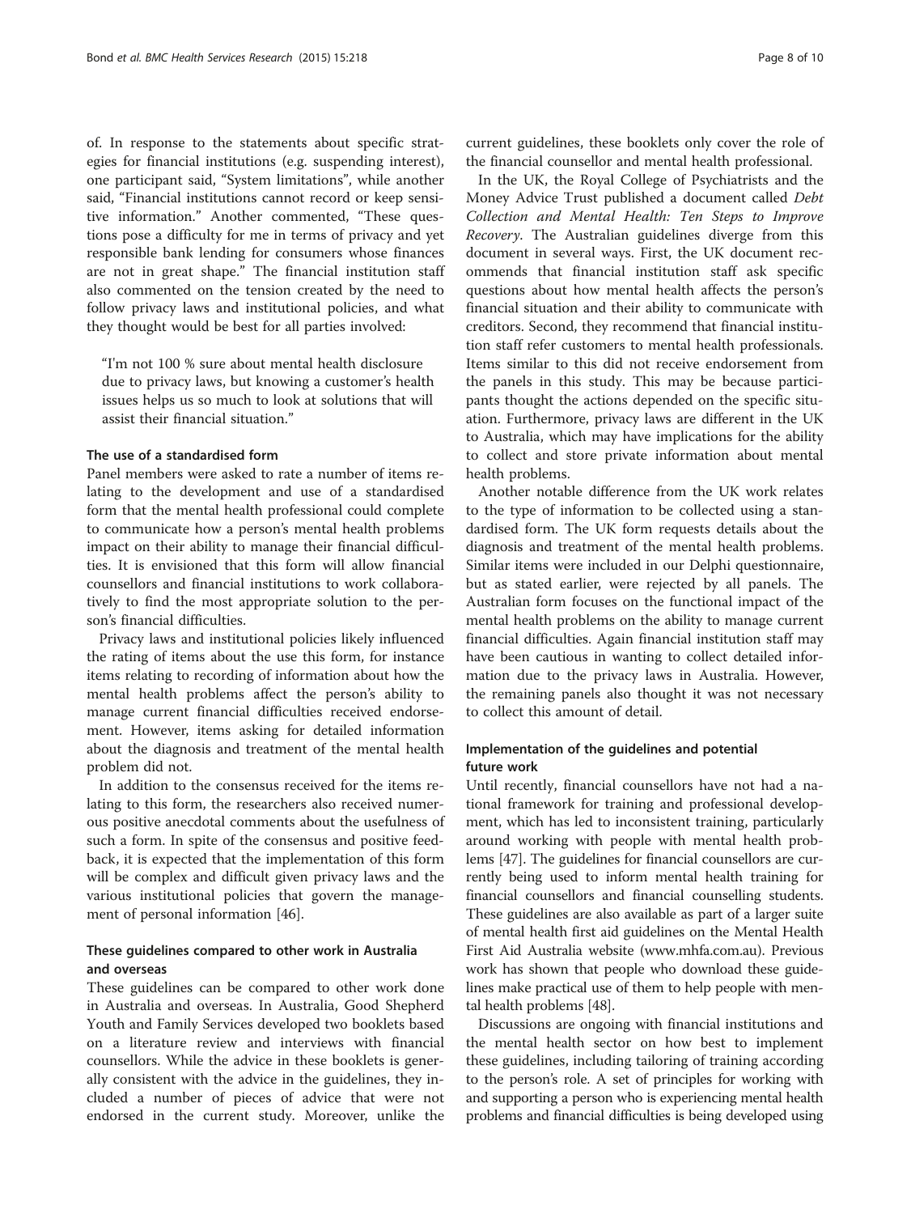of. In response to the statements about specific strategies for financial institutions (e.g. suspending interest), one participant said, "System limitations", while another said, "Financial institutions cannot record or keep sensitive information." Another commented, "These questions pose a difficulty for me in terms of privacy and yet responsible bank lending for consumers whose finances are not in great shape." The financial institution staff also commented on the tension created by the need to follow privacy laws and institutional policies, and what they thought would be best for all parties involved:

> "I'm not 100 % sure about mental health disclosure due to privacy laws, but knowing a customer's health issues helps us so much to look at solutions that will assist their financial situation."

### The use of a standardised form

Panel members were asked to rate a number of items relating to the development and use of a standardised form that the mental health professional could complete to communicate how a person's mental health problems impact on their ability to manage their financial difficulties. It is envisioned that this form will allow financial counsellors and financial institutions to work collaboratively to find the most appropriate solution to the person's financial difficulties.

Privacy laws and institutional policies likely influenced the rating of items about the use this form, for instance items relating to recording of information about how the mental health problems affect the person's ability to manage current financial difficulties received endorsement. However, items asking for detailed information about the diagnosis and treatment of the mental health problem did not.

In addition to the consensus received for the items relating to this form, the researchers also received numerous positive anecdotal comments about the usefulness of such a form. In spite of the consensus and positive feedback, it is expected that the implementation of this form will be complex and difficult given privacy laws and the various institutional policies that govern the management of personal information [46].

### These guidelines compared to other work in Australia and overseas

These guidelines can be compared to other work done in Australia and overseas. In Australia, Good Shepherd Youth and Family Services developed two booklets based on a literature review and interviews with financial counsellors. While the advice in these booklets is generally consistent with the advice in the guidelines, they included a number of pieces of advice that were not endorsed in the current study. Moreover, unlike the current guidelines, these booklets only cover the role of the financial counsellor and mental health professional.

In the UK, the Royal College of Psychiatrists and the Money Advice Trust published a document called *Debt Collection and Mental Health: Ten Steps to Improve Recovery*. The Australian guidelines diverge from this document in several ways. First, the UK document recommends that financial institution staff ask specific questions about how mental health affects the person's financial situation and their ability to communicate with creditors. Second, they recommend that financial institution staff refer customers to mental health professionals. Items similar to this did not receive endorsement from the panels in this study. This may be because participants thought the actions depended on the specific situation. Furthermore, privacy laws are different in the UK to Australia, which may have implications for the ability to collect and store private information about mental health problems.

Another notable difference from the UK work relates to the type of information to be collected using a standardised form. The UK form requests details about the diagnosis and treatment of the mental health problems. Similar items were included in our Delphi questionnaire, but as stated earlier, were rejected by all panels. The Australian form focuses on the functional impact of the mental health problems on the ability to manage current financial difficulties. Again financial institution staff may have been cautious in wanting to collect detailed information due to the privacy laws in Australia. However, the remaining panels also thought it was not necessary to collect this amount of detail.

### Implementation of the guidelines and potential future work

Until recently, financial counsellors have not had a national framework for training and professional development, which has led to inconsistent training, particularly around working with people with mental health problems [47]. The guidelines for financial counsellors are currently being used to inform mental health training for financial counsellors and financial counselling students. These guidelines are also available as part of a larger suite of mental health first aid guidelines on the Mental Health First Aid Australia website (www.mhfa.com.au). Previous work has shown that people who download these guidelines make practical use of them to help people with mental health problems [48].

Discussions are ongoing with financial institutions and the mental health sector on how best to implement these guidelines, including tailoring of training according to the person's role. A set of principles for working with and supporting a person who is experiencing mental health problems and financial difficulties is being developed using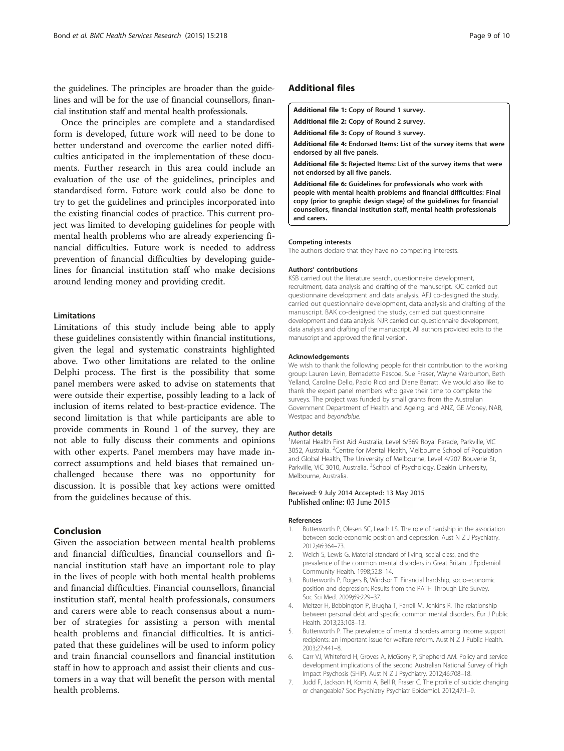the guidelines. The principles are broader than the guidelines and will be for the use of financial counsellors, financial institution staff and mental health professionals.

Once the principles are complete and a standardised form is developed, future work will need to be done to better understand and overcome the earlier noted difficulties anticipated in the implementation of these documents. Further research in this area could include an evaluation of the use of the guidelines, principles and standardised form. Future work could also be done to try to get the guidelines and principles incorporated into the existing financial codes of practice. This current project was limited to developing guidelines for people with mental health problems who are already experiencing financial difficulties. Future work is needed to address prevention of financial difficulties by developing guidelines for financial institution staff who make decisions around lending money and providing credit.

### Limitations

Limitations of this study include being able to apply these guidelines consistently within financial institutions, given the legal and systematic constraints highlighted above. Two other limitations are related to the online Delphi process. The first is the possibility that some panel members were asked to advise on statements that were outside their expertise, possibly leading to a lack of inclusion of items related to best-practice evidence. The second limitation is that while participants are able to provide comments in Round 1 of the survey, they are not able to fully discuss their comments and opinions with other experts. Panel members may have made incorrect assumptions and held biases that remained unchallenged because there was no opportunity for discussion. It is possible that key actions were omitted from the guidelines because of this.

## Conclusion

Given the association between mental health problems and financial difficulties, financial counsellors and financial institution staff have an important role to play in the lives of people with both mental health problems and financial difficulties. Financial counsellors, financial institution staff, mental health professionals, consumers and carers were able to reach consensus about a number of strategies for assisting a person with mental health problems and financial difficulties. It is anticipated that these guidelines will be used to inform policy and train financial counsellors and financial institution staff in how to approach and assist their clients and customers in a way that will benefit the person with mental health problems.

## Additional files

**Additional file 1:** Copy of Round 1 survey.

**Additional file 2:** Copy of Round 2 survey.

**Additional file 3:** Copy of Round 3 survey.

**Additional file 4:** Endorsed Items: List of the survey items that were endorsed by all five panels.

**Additional file 5:** Rejected Items: List of the survey items that were not endorsed by all five panels.

**Additional file 6:** Guidelines for professionals who work with people with mental health problems and financial difficulties: Final copy (prior to graphic design stage) of the guidelines for financial counsellors, financial institution staff, mental health professionals and carers.

#### Competing interests

The authors declare that they have no competing interests.

#### Authors' contributions

KSB carried out the literature search, questionnaire development, recruitment, data analysis and drafting of the manuscript. KJC carried out questionnaire development and data analysis. AFJ co-designed the study, carried out questionnaire development, data analysis and drafting of the manuscript. BAK co-designed the study, carried out questionnaire development and data analysis. NJR carried out questionnaire development, data analysis and drafting of the manuscript. All authors provided edits to the manuscript and approved the final version.

#### Acknowledgements

We wish to thank the following people for their contribution to the working group: Lauren Levin, Bernadette Pascoe, Sue Fraser, Wayne Warburton, Beth Yelland, Caroline Dello, Paolo Ricci and Diane Barratt. We would also like to thank the expert panel members who gave their time to complete the surveys. The project was funded by small grants from the Australian Government Department of Health and Ageing, and ANZ, GE Money, NAB, Westpac and *beyondblue*.

#### Author details

[1]Mental Health First Aid Australia, Level 6/369 Royal Parade, Parkville, VIC 3052, Australia. [2]Centre for Mental Health, Melbourne School of Population and Global Health, The University of Melbourne, Level 4/207 Bouverie St, Parkville, VIC 3010, Australia. [3]School of Psychology, Deakin University, Melbourne, Australia.

Received: 9 July 2014 Accepted: 13 May 2015
Published online: 03 June 2015

#### References

1. Butterworth P, Olesen SC, Leach LS. The role of hardship in the association between socio-economic position and depression. Aust N Z J Psychiatry. 2012;46:364–73.
2. Weich S, Lewis G. Material standard of living, social class, and the prevalence of the common mental disorders in Great Britain. J Epidemiol Community Health. 1998;52:8–14.
3. Butterworth P, Rogers B, Windsor T. Financial hardship, socio-economic position and depression: Results from the PATH Through Life Survey. Soc Sci Med. 2009;69:229–37.
4. Meltzer H, Bebbington P, Brugha T, Farrell M, Jenkins R. The relationship between personal debt and specific common mental disorders. Eur J Public Health. 2013;23:108–13.
5. Butterworth P. The prevalence of mental disorders among income support recipients: an important issue for welfare reform. Aust N Z J Public Health. 2003;27:441–8.
6. Carr VJ, Whiteford H, Groves A, McGorry P, Shepherd AM. Policy and service development implications of the second Australian National Survey of High Impact Psychosis (SHIP). Aust N Z J Psychiatry. 2012;46:708–18.
7. Judd F, Jackson H, Komiti A, Bell R, Fraser C. The profile of suicide: changing or changeable? Soc Psychiatry Psychiatr Epidemiol. 2012;47:1–9.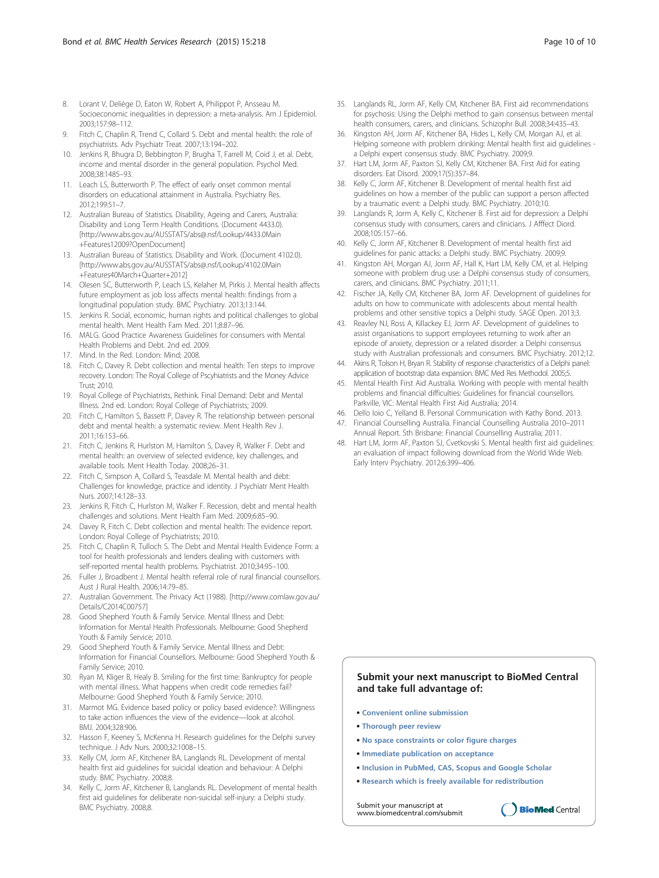8. Lorant V, Deliège D, Eaton W, Robert A, Philippot P, Ansseau M. Socioeconomic inequalities in depression: a meta-analysis. Am J Epidemiol. 2003;157:98–112.
9. Fitch C, Chaplin R, Trend C, Collard S. Debt and mental health: the role of psychiatrists. Adv Psychiatr Treat. 2007;13:194–202.
10. Jenkins R, Bhugra D, Bebbington P, Brugha T, Farrell M, Coid J, et al. Debt, income and mental disorder in the general population. Psychol Med. 2008;38:1485–93.
11. Leach LS, Butterworth P. The effect of early onset common mental disorders on educational attainment in Australia. Psychiatry Res. 2012;199:51–7.
12. Australian Bureau of Statistics. Disability, Ageing and Carers, Australia: Disability and Long Term Health Conditions. (Document 4433.0). [http://www.abs.gov.au/AUSSTATS/abs@.nsf/Lookup/4433.0Main +Features12009?OpenDocument]
13. Australian Bureau of Statistics. Disability and Work. (Document 4102.0). [http://www.abs.gov.au/AUSSTATS/abs@.nsf/Lookup/4102.0Main +Features40March+Quarter+2012]
14. Olesen SC, Butterworth P, Leach LS, Kelaher M, Pirkis J. Mental health affects future employment as job loss affects mental health: findings from a longitudinal population study. BMC Psychiatry. 2013;13:144.
15. Jenkins R. Social, economic, human rights and political challenges to global mental health. Ment Health Fam Med. 2011;8:87–96.
16. MALG. Good Practice Awareness Guidelines for consumers with Mental Health Problems and Debt. 2nd ed. 2009.
17. Mind. In the Red. London: Mind; 2008.
18. Fitch C, Davey R. Debt collection and mental health: Ten steps to improve recovery. London: The Royal College of Pscyhiatrists and the Money Advice Trust; 2010.
19. Royal College of Psychiatrists, Rethink. Final Demand: Debt and Mental Illness. 2nd ed. London: Royal College of Psychiatrists; 2009.
20. Fitch C, Hamilton S, Bassett P, Davey R. The relationship between personal debt and mental health: a systematic review. Ment Health Rev J. 2011;16:153–66.
21. Fitch C, Jenkins R, Hurlston M, Hamilton S, Davey R, Walker F. Debt and mental health: an overview of selected evidence, key challenges, and available tools. Ment Health Today. 2008;26–31.
22. Fitch C, Simpson A, Collard S, Teasdale M. Mental health and debt: Challenges for knowledge, practice and identity. J Psychiatr Ment Health Nurs. 2007;14:128–33.
23. Jenkins R, Fitch C, Hurlston M, Walker F. Recession, debt and mental health challenges and solutions. Ment Health Fam Med. 2009;6:85–90.
24. Davey R, Fitch C. Debt collection and mental health: The evidence report. London: Royal College of Psychiatrists; 2010.
25. Fitch C, Chaplin R, Tulloch S. The Debt and Mental Health Evidence Form: a tool for health professionals and lenders dealing with customers with self-reported mental health problems. Psychiatrist. 2010;34:95–100.
26. Fuller J, Broadbent J. Mental health referral role of rural financial counsellors. Aust J Rural Health. 2006;14:79–85.
27. Australian Government. The Privacy Act (1988). [http://www.comlaw.gov.au/ Details/C2014C00757]
28. Good Shepherd Youth & Family Service. Mental Illness and Debt: Information for Mental Health Professionals. Melbourne: Good Shepherd Youth & Family Service; 2010.
29. Good Shepherd Youth & Family Service. Mental Illness and Debt: Information for Financial Counsellors. Melbourne: Good Shepherd Youth & Family Service; 2010.
30. Ryan M, Kliger B, Healy B. Smiling for the first time: Bankruptcy for people with mental illness. What happens when credit code remedies fail? Melbourne: Good Shepherd Youth & Family Service; 2010.
31. Marmot MG. Evidence based policy or policy based evidence?: Willingness to take action influences the view of the evidence—look at alcohol. BMJ. 2004;328:906.
32. Hasson F, Keeney S, McKenna H. Research guidelines for the Delphi survey technique. J Adv Nurs. 2000;32:1008–15.
33. Kelly CM, Jorm AF, Kitchener BA, Langlands RL. Development of mental health first aid guidelines for suicidal ideation and behaviour: A Delphi study. BMC Psychiatry. 2008;8.
34. Kelly C, Jorm AF, Kitchener B, Langlands RL. Development of mental health first aid guidelines for deliberate non-suicidal self-injury: a Delphi study. BMC Psychiatry. 2008;8.
35. Langlands RL, Jorm AF, Kelly CM, Kitchener BA. First aid recommendations for psychosis: Using the Delphi method to gain consensus between mental health consumers, carers, and clinicians. Schizophr Bull. 2008;34:435–43.
36. Kingston AH, Jorm AF, Kitchener BA, Hides L, Kelly CM, Morgan AJ, et al. Helping someone with problem drinking: Mental health first aid guidelines - a Delphi expert consensus study. BMC Psychiatry. 2009;9.
37. Hart LM, Jorm AF, Paxton SJ, Kelly CM, Kitchener BA. First Aid for eating disorders. Eat Disord. 2009;17(5):357–84.
38. Kelly C, Jorm AF, Kitchener B. Development of mental health first aid guidelines on how a member of the public can support a person affected by a traumatic event: a Delphi study. BMC Psychiatry. 2010;10.
39. Langlands R, Jorm A, Kelly C, Kitchener B. First aid for depression: a Delphi consensus study with consumers, carers and clinicians. J Afffect Diord. 2008;105:157–66.
40. Kelly C, Jorm AF, Kitchener B. Development of mental health first aid guidelines for panic attacks: a Delphi study. BMC Psychiatry. 2009;9.
41. Kingston AH, Morgan AJ, Jorm AF, Hall K, Hart LM, Kelly CM, et al. Helping someone with problem drug use: a Delphi consensus study of consumers, carers, and clinicians. BMC Psychiatry. 2011;11.
42. Fischer JA, Kelly CM, Kitchener BA, Jorm AF. Development of guidelines for adults on how to communicate with adolescents about mental health problems and other sensitive topics a Delphi study. SAGE Open. 2013;3.
43. Reavley NJ, Ross A, Killackey EJ, Jorm AF. Development of guidelines to assist organisations to support employees returning to work after an episode of anxiety, depression or a related disorder: a Delphi consensus study with Australian professionals and consumers. BMC Psychiatry. 2012;12.
44. Akins R, Tolson H, Bryan R. Stability of response characteristics of a Delphi panel: application of bootstrap data expansion. BMC Med Res Methodol. 2005;5.
45. Mental Health First Aid Australia. Working with people with mental health problems and financial difficulties: Guidelines for financial counsellors. Parkville, VIC: Mental Health First Aid Australia; 2014.
46. Dello Ioio C, Yelland B. Personal Communication with Kathy Bond. 2013.
47. Financial Counselling Australia. Financial Counselling Australia 2010–2011 Annual Report. Sth Brisbane: Financial Counselling Australia; 2011.
48. Hart LM, Jorm AF, Paxton SJ, Cvetkovski S. Mental health first aid guidelines: an evaluation of impact following download from the World Wide Web. Early Interv Psychiatry. 2012;6:399–406.

**Submit your next manuscript to BioMed Central and take full advantage of:**

- Convenient online submission
- Thorough peer review
- No space constraints or color figure charges
- Immediate publication on acceptance
- Inclusion in PubMed, CAS, Scopus and Google Scholar
- Research which is freely available for redistribution

Submit your manuscript at www.biomedcentral.com/submit

BioMed Central